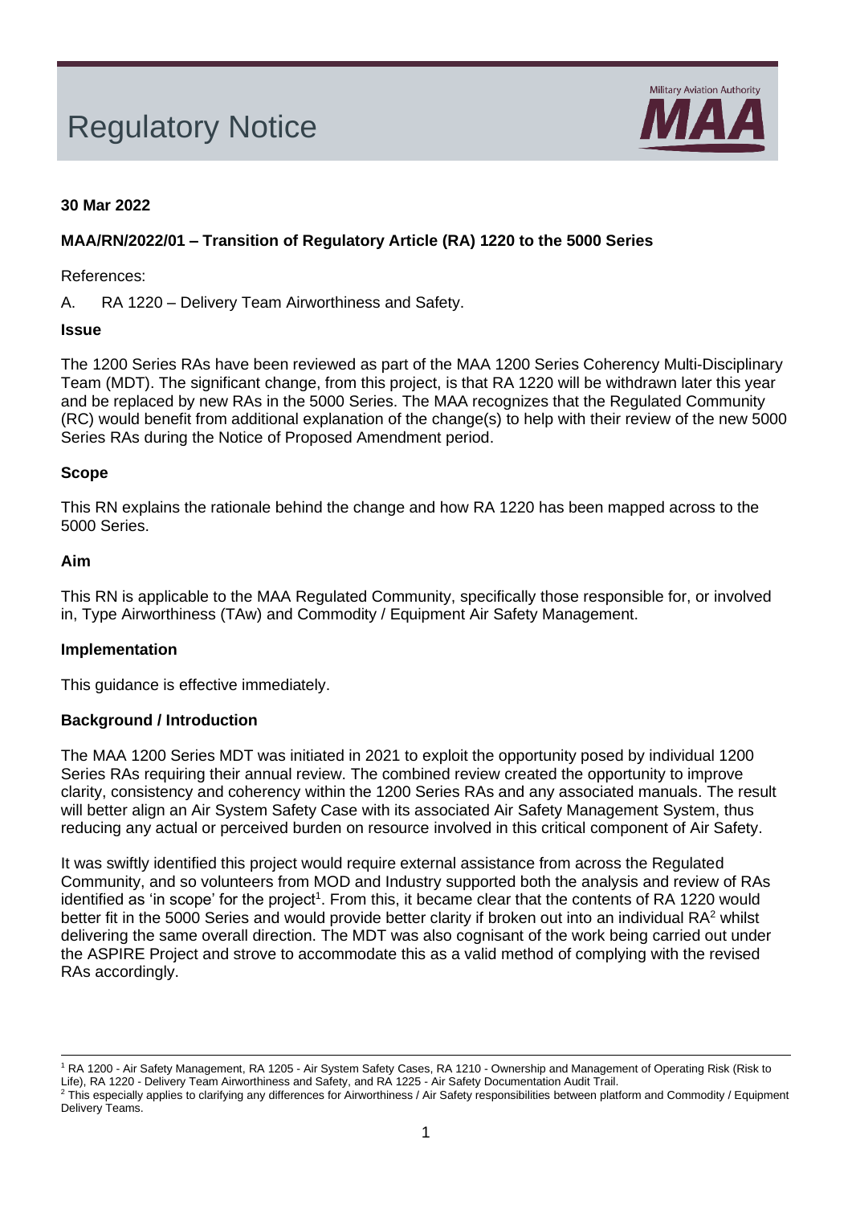# Regulatory Notice

**30 Mar 2022**

**MAA/RN/2022/01 – Transition of Regulatory Article (RA) 1220 to the 5000 Series**

References:

A. RA 1220 – Delivery Team Airworthiness and Safety.

**Issue**

The 1200 Series RAs have been reviewed as part of the MAA 1200 Series Coherency Multi-Disciplinary Team (MDT). The significant change, from this project, is that RA 1220 will be withdrawn later this year and be replaced by new RAs in the 5000 Series. The MAA recognizes that the Regulated Community (RC) would benefit from additional explanation of the change(s) to help with their review of the new 5000 Series RAs during the Notice of Proposed Amendment period.

**Scope**

This RN explains the rationale behind the change and how RA 1220 has been mapped across to the 5000 Series.

**Aim**

This RN is applicable to the MAA Regulated Community, specifically those responsible for, or involved in, Type Airworthiness (TAw) and Commodity / Equipment Air Safety Management.

**Implementation**

This guidance is effective immediately.

**Background / Introduction**

The MAA 1200 Series MDT was initiated in 2021 to exploit the opportunity posed by individual 1200 Series RAs requiring their annual review. The combined review created the opportunity to improve clarity, consistency and coherency within the 1200 Series RAs and any associated manuals. The result will better align an Air System Safety Case with its associated Air Safety Management System, thus reducing any actual or perceived burden on resource involved in this critical component of Air Safety.

It was swiftly identified this project would require external assistance from across the Regulated Community, and so volunteers from MOD and Industry supported both the analysis and review of RAs identified as 'in scope' for the project[1]. From this, it became clear that the contents of RA 1220 would better fit in the 5000 Series and would provide better clarity if broken out into an individual RA[2] whilst delivering the same overall direction. The MDT was also cognisant of the work being carried out under the ASPIRE Project and strove to accommodate this as a valid method of complying with the revised RAs accordingly.

---

[1] RA 1200 - Air Safety Management, RA 1205 - Air System Safety Cases, RA 1210 - Ownership and Management of Operating Risk (Risk to Life), RA 1220 - Delivery Team Airworthiness and Safety, and RA 1225 - Air Safety Documentation Audit Trail.

[2] This especially applies to clarifying any differences for Airworthiness / Air Safety responsibilities between platform and Commodity / Equipment Delivery Teams.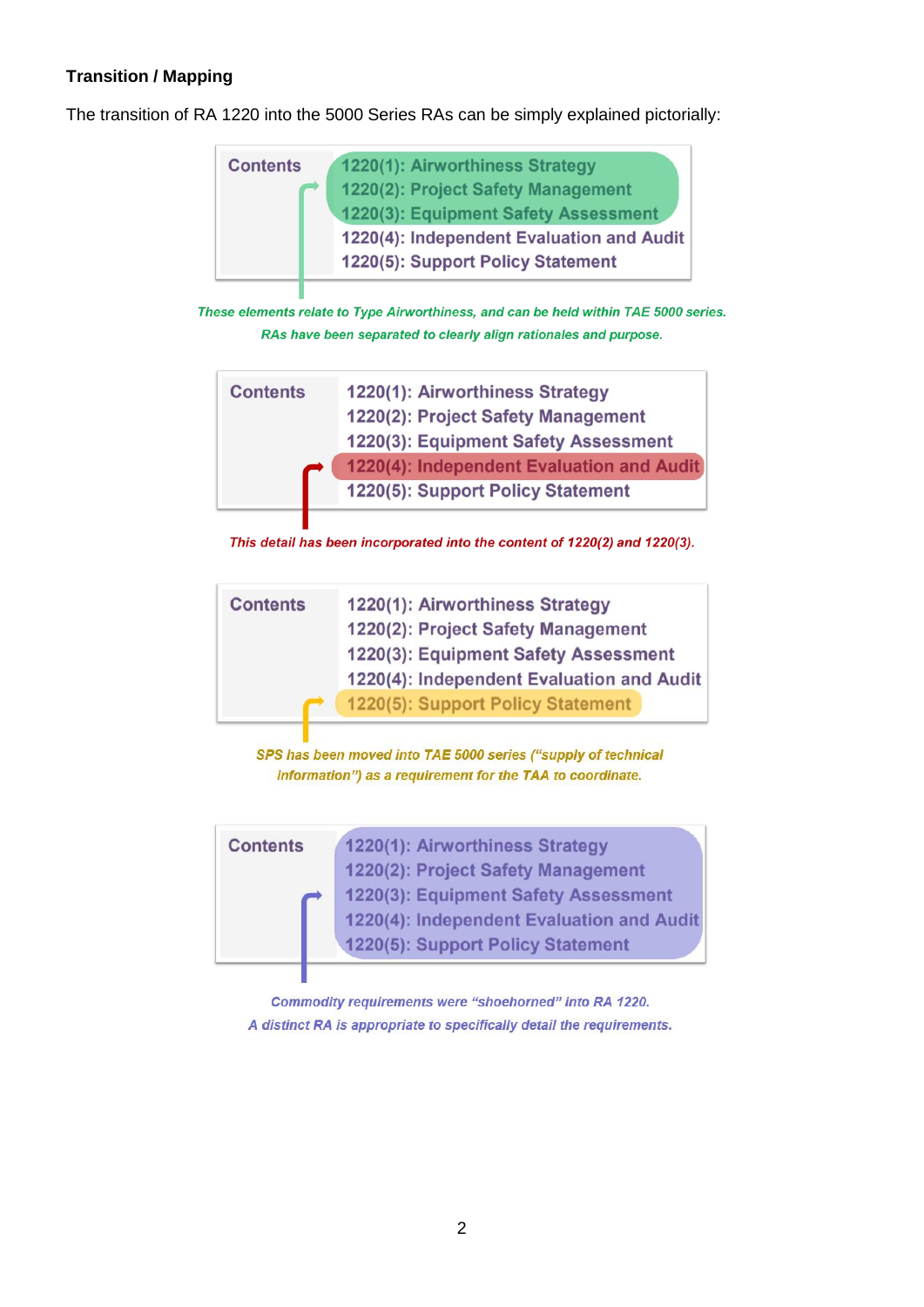**Transition / Mapping**

The transition of RA 1220 into the 5000 Series RAs can be simply explained pictorially:

| Contents | |
|---|---|
| | 1220(1): Airworthiness Strategy |
| | 1220(2): Project Safety Management |
| | 1220(3): Equipment Safety Assessment |
| | 1220(4): Independent Evaluation and Audit |
| | 1220(5): Support Policy Statement |

*These elements relate to Type Airworthiness, and can be held within TAE 5000 series. RAs have been separated to clearly align rationales and purpose.*

| Contents | |
|---|---|
| | 1220(1): Airworthiness Strategy |
| | 1220(2): Project Safety Management |
| | 1220(3): Equipment Safety Assessment |
| | 1220(4): Independent Evaluation and Audit |
| | 1220(5): Support Policy Statement |

*This detail has been incorporated into the content of 1220(2) and 1220(3).*

| Contents | |
|---|---|
| | 1220(1): Airworthiness Strategy |
| | 1220(2): Project Safety Management |
| | 1220(3): Equipment Safety Assessment |
| | 1220(4): Independent Evaluation and Audit |
| | 1220(5): Support Policy Statement |

*SPS has been moved into TAE 5000 series ("supply of technical information") as a requirement for the TAA to coordinate.*

| Contents | |
|---|---|
| | 1220(1): Airworthiness Strategy |
| | 1220(2): Project Safety Management |
| | 1220(3): Equipment Safety Assessment |
| | 1220(4): Independent Evaluation and Audit |
| | 1220(5): Support Policy Statement |

*Commodity requirements were "shoehorned" into RA 1220. A distinct RA is appropriate to specifically detail the requirements.*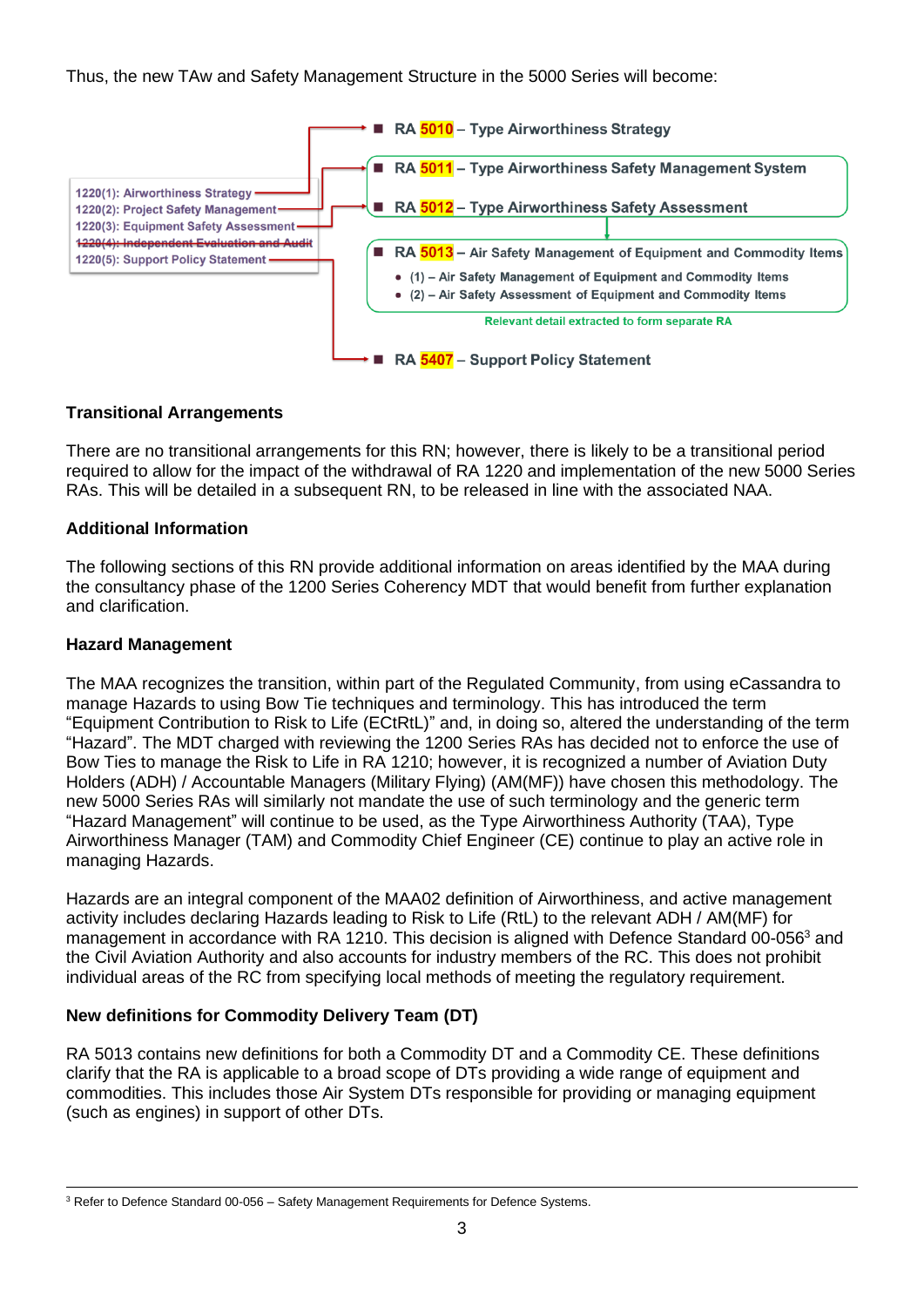Thus, the new TAw and Safety Management Structure in the 5000 Series will become:

1220(1): Airworthiness Strategy
1220(2): Project Safety Management
1220(3): Equipment Safety Assessment
~~1220(4): Independent Evaluation and Audit~~
1220(5): Support Policy Statement

- RA 5010 – Type Airworthiness Strategy
- RA 5011 – Type Airworthiness Safety Management System
- RA 5012 – Type Airworthiness Safety Assessment
- RA 5013 – Air Safety Management of Equipment and Commodity Items
  - (1) – Air Safety Management of Equipment and Commodity Items
  - (2) – Air Safety Assessment of Equipment and Commodity Items

Relevant detail extracted to form separate RA

- RA 5407 – Support Policy Statement

**Transitional Arrangements**

There are no transitional arrangements for this RN; however, there is likely to be a transitional period required to allow for the impact of the withdrawal of RA 1220 and implementation of the new 5000 Series RAs. This will be detailed in a subsequent RN, to be released in line with the associated NAA.

**Additional Information**

The following sections of this RN provide additional information on areas identified by the MAA during the consultancy phase of the 1200 Series Coherency MDT that would benefit from further explanation and clarification.

**Hazard Management**

The MAA recognizes the transition, within part of the Regulated Community, from using eCassandra to manage Hazards to using Bow Tie techniques and terminology. This has introduced the term "Equipment Contribution to Risk to Life (ECtRtL)" and, in doing so, altered the understanding of the term "Hazard". The MDT charged with reviewing the 1200 Series RAs has decided not to enforce the use of Bow Ties to manage the Risk to Life in RA 1210; however, it is recognized a number of Aviation Duty Holders (ADH) / Accountable Managers (Military Flying) (AM(MF)) have chosen this methodology. The new 5000 Series RAs will similarly not mandate the use of such terminology and the generic term "Hazard Management" will continue to be used, as the Type Airworthiness Authority (TAA), Type Airworthiness Manager (TAM) and Commodity Chief Engineer (CE) continue to play an active role in managing Hazards.

Hazards are an integral component of the MAA02 definition of Airworthiness, and active management activity includes declaring Hazards leading to Risk to Life (RtL) to the relevant ADH / AM(MF) for management in accordance with RA 1210. This decision is aligned with Defence Standard 00-056[3] and the Civil Aviation Authority and also accounts for industry members of the RC. This does not prohibit individual areas of the RC from specifying local methods of meeting the regulatory requirement.

**New definitions for Commodity Delivery Team (DT)**

RA 5013 contains new definitions for both a Commodity DT and a Commodity CE. These definitions clarify that the RA is applicable to a broad scope of DTs providing a wide range of equipment and commodities. This includes those Air System DTs responsible for providing or managing equipment (such as engines) in support of other DTs.

[3] Refer to Defence Standard 00-056 – Safety Management Requirements for Defence Systems.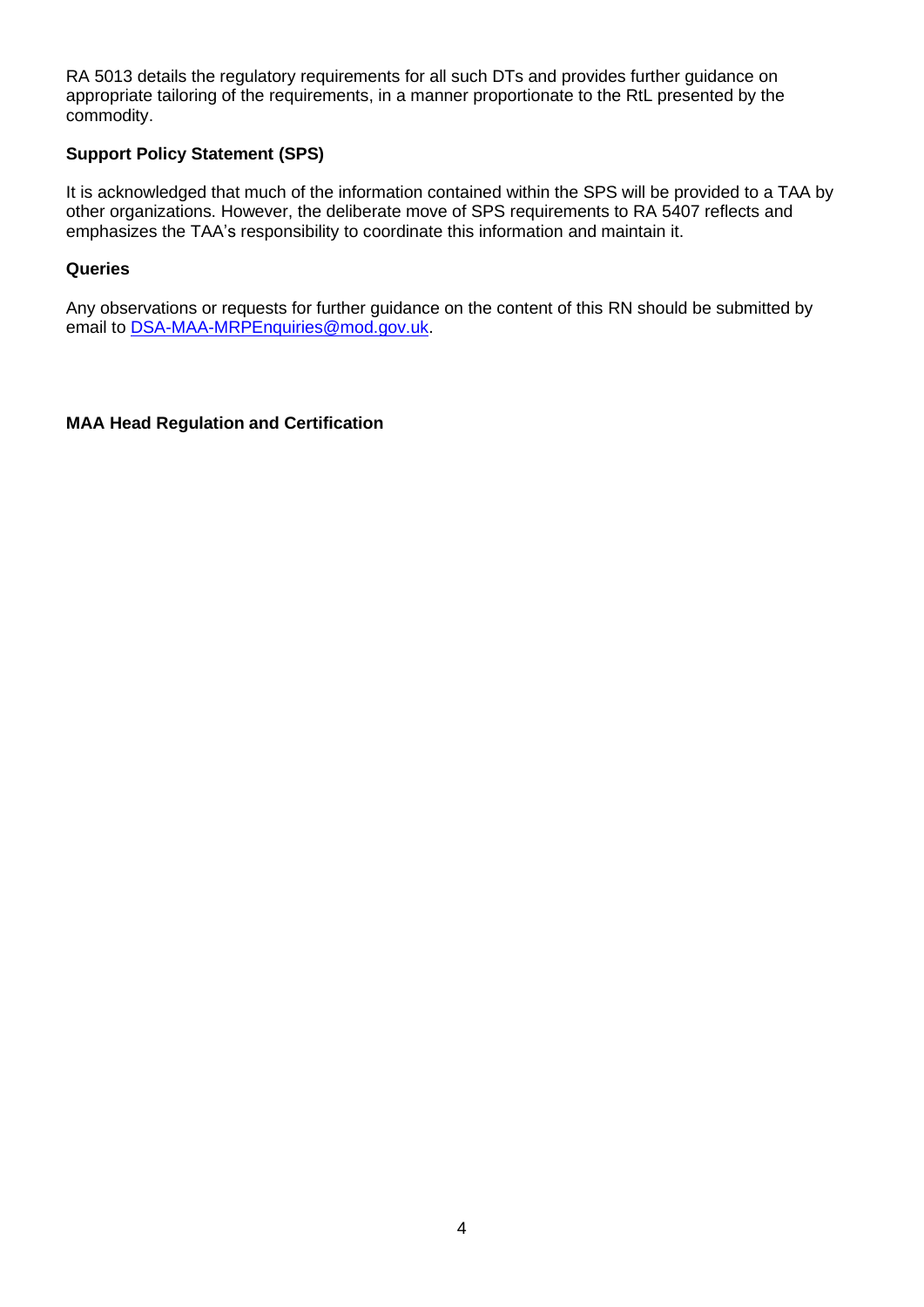RA 5013 details the regulatory requirements for all such DTs and provides further guidance on appropriate tailoring of the requirements, in a manner proportionate to the RtL presented by the commodity.

**Support Policy Statement (SPS)**

It is acknowledged that much of the information contained within the SPS will be provided to a TAA by other organizations. However, the deliberate move of SPS requirements to RA 5407 reflects and emphasizes the TAA's responsibility to coordinate this information and maintain it.

**Queries**

Any observations or requests for further guidance on the content of this RN should be submitted by email to DSA-MAA-MRPEnquiries@mod.gov.uk.

**MAA Head Regulation and Certification**